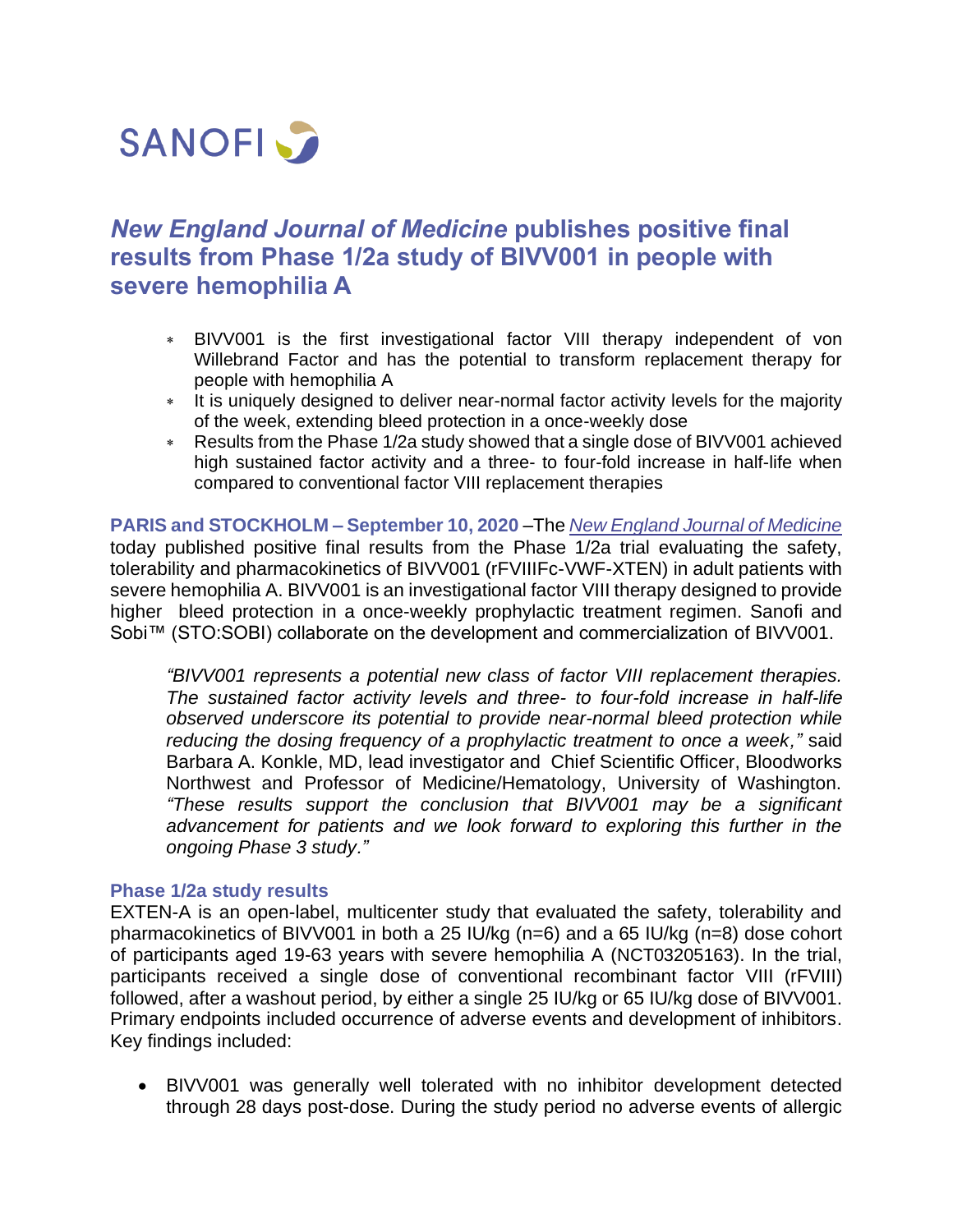SANOFI

# *New England Journal of Medicine* publishes positive final results from Phase 1/2a study of BIVV001 in people with severe hemophilia A

- BIVV001 is the first investigational factor VIII therapy independent of von Willebrand Factor and has the potential to transform replacement therapy for people with hemophilia A
- It is uniquely designed to deliver near-normal factor activity levels for the majority of the week, extending bleed protection in a once-weekly dose
- Results from the Phase 1/2a study showed that a single dose of BIVV001 achieved high sustained factor activity and a three- to four-fold increase in half-life when compared to conventional factor VIII replacement therapies

**PARIS and STOCKHOLM – September 10, 2020** –The *New England Journal of Medicine* today published positive final results from the Phase 1/2a trial evaluating the safety, tolerability and pharmacokinetics of BIVV001 (rFVIIIFc-VWF-XTEN) in adult patients with severe hemophilia A. BIVV001 is an investigational factor VIII therapy designed to provide higher bleed protection in a once-weekly prophylactic treatment regimen. Sanofi and Sobi™ (STO:SOBI) collaborate on the development and commercialization of BIVV001.

> *"BIVV001 represents a potential new class of factor VIII replacement therapies. The sustained factor activity levels and three- to four-fold increase in half-life observed underscore its potential to provide near-normal bleed protection while reducing the dosing frequency of a prophylactic treatment to once a week,"* said Barbara A. Konkle, MD, lead investigator and Chief Scientific Officer, Bloodworks Northwest and Professor of Medicine/Hematology, University of Washington. *"These results support the conclusion that BIVV001 may be a significant advancement for patients and we look forward to exploring this further in the ongoing Phase 3 study."*

### Phase 1/2a study results

EXTEN-A is an open-label, multicenter study that evaluated the safety, tolerability and pharmacokinetics of BIVV001 in both a 25 IU/kg (n=6) and a 65 IU/kg (n=8) dose cohort of participants aged 19-63 years with severe hemophilia A (NCT03205163). In the trial, participants received a single dose of conventional recombinant factor VIII (rFVIII) followed, after a washout period, by either a single 25 IU/kg or 65 IU/kg dose of BIVV001. Primary endpoints included occurrence of adverse events and development of inhibitors. Key findings included:

- BIVV001 was generally well tolerated with no inhibitor development detected through 28 days post-dose. During the study period no adverse events of allergic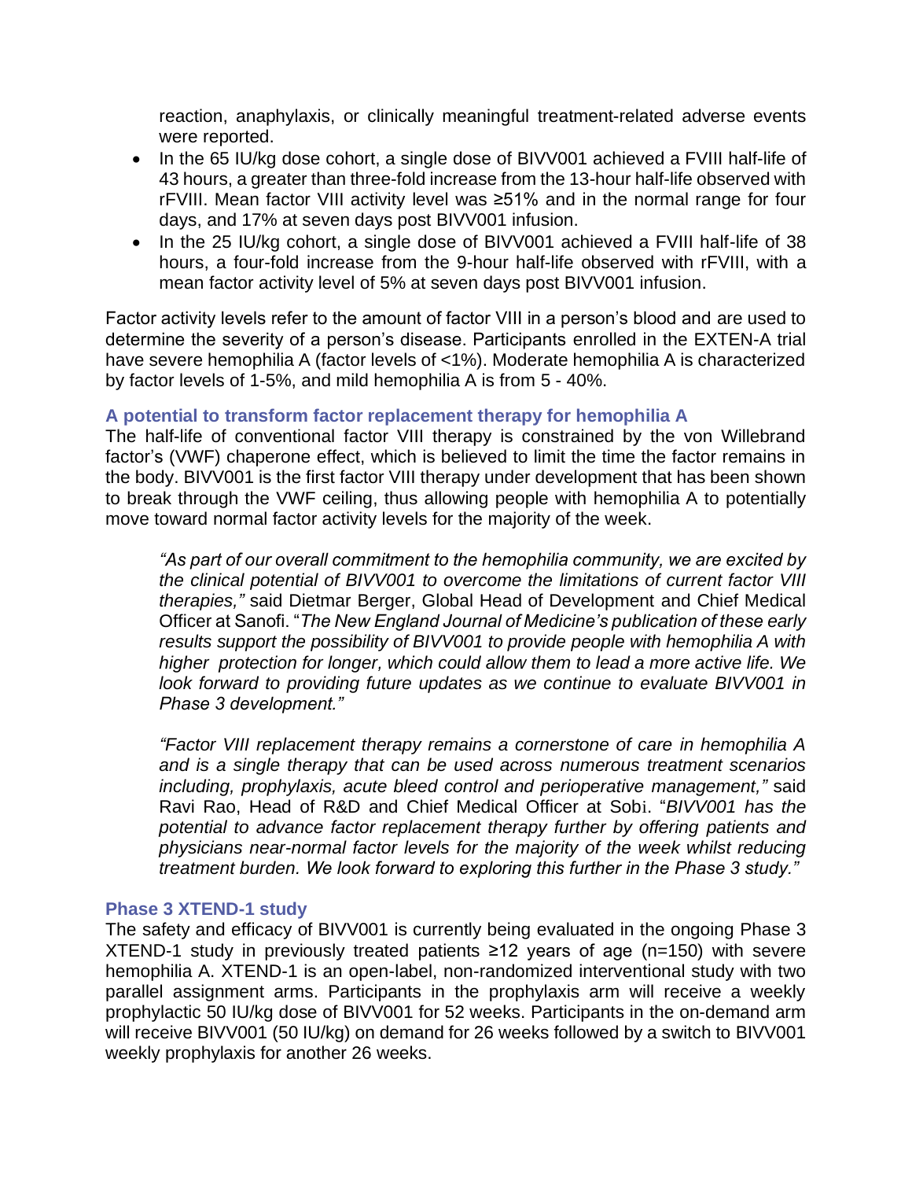reaction, anaphylaxis, or clinically meaningful treatment-related adverse events were reported.

- In the 65 IU/kg dose cohort, a single dose of BIVV001 achieved a FVIII half-life of 43 hours, a greater than three-fold increase from the 13-hour half-life observed with rFVIII. Mean factor VIII activity level was ≥51% and in the normal range for four days, and 17% at seven days post BIVV001 infusion.
- In the 25 IU/kg cohort, a single dose of BIVV001 achieved a FVIII half-life of 38 hours, a four-fold increase from the 9-hour half-life observed with rFVIII, with a mean factor activity level of 5% at seven days post BIVV001 infusion.

Factor activity levels refer to the amount of factor VIII in a person's blood and are used to determine the severity of a person's disease. Participants enrolled in the EXTEN-A trial have severe hemophilia A (factor levels of <1%). Moderate hemophilia A is characterized by factor levels of 1-5%, and mild hemophilia A is from 5 - 40%.

### A potential to transform factor replacement therapy for hemophilia A

The half-life of conventional factor VIII therapy is constrained by the von Willebrand factor's (VWF) chaperone effect, which is believed to limit the time the factor remains in the body. BIVV001 is the first factor VIII therapy under development that has been shown to break through the VWF ceiling, thus allowing people with hemophilia A to potentially move toward normal factor activity levels for the majority of the week.

> *"As part of our overall commitment to the hemophilia community, we are excited by the clinical potential of BIVV001 to overcome the limitations of current factor VIII therapies,"* said Dietmar Berger, Global Head of Development and Chief Medical Officer at Sanofi. "*The New England Journal of Medicine's publication of these early results support the possibility of BIVV001 to provide people with hemophilia A with higher protection for longer, which could allow them to lead a more active life. We look forward to providing future updates as we continue to evaluate BIVV001 in Phase 3 development."*

> *"Factor VIII replacement therapy remains a cornerstone of care in hemophilia A and is a single therapy that can be used across numerous treatment scenarios including, prophylaxis, acute bleed control and perioperative management,"* said Ravi Rao, Head of R&D and Chief Medical Officer at Sobi. "*BIVV001 has the potential to advance factor replacement therapy further by offering patients and physicians near-normal factor levels for the majority of the week whilst reducing treatment burden. We look forward to exploring this further in the Phase 3 study."*

### Phase 3 XTEND-1 study

The safety and efficacy of BIVV001 is currently being evaluated in the ongoing Phase 3 XTEND-1 study in previously treated patients ≥12 years of age (n=150) with severe hemophilia A. XTEND-1 is an open-label, non-randomized interventional study with two parallel assignment arms. Participants in the prophylaxis arm will receive a weekly prophylactic 50 IU/kg dose of BIVV001 for 52 weeks. Participants in the on-demand arm will receive BIVV001 (50 IU/kg) on demand for 26 weeks followed by a switch to BIVV001 weekly prophylaxis for another 26 weeks.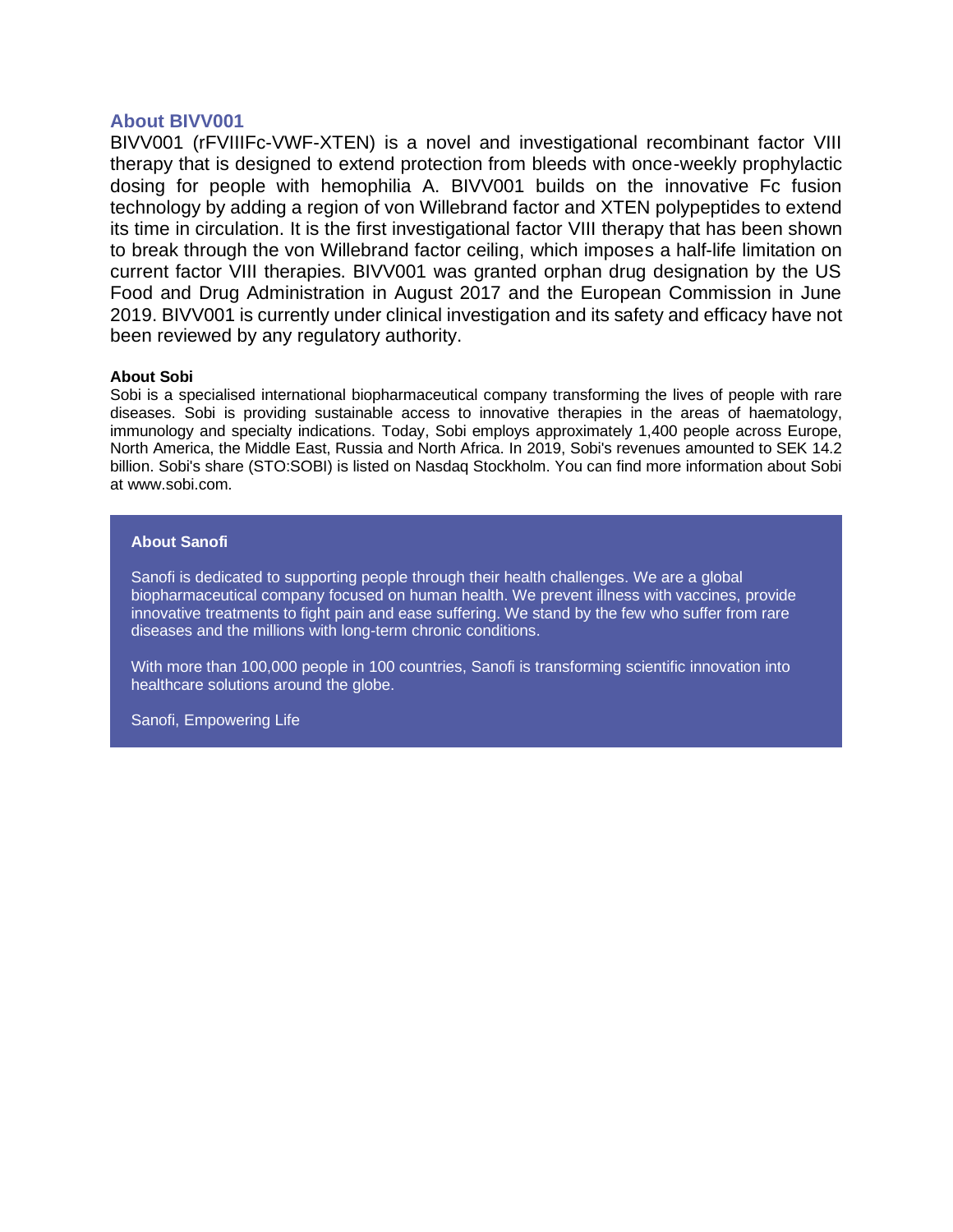## About BIVV001

BIVV001 (rFVIIIFc-VWF-XTEN) is a novel and investigational recombinant factor VIII therapy that is designed to extend protection from bleeds with once-weekly prophylactic dosing for people with hemophilia A. BIVV001 builds on the innovative Fc fusion technology by adding a region of von Willebrand factor and XTEN polypeptides to extend its time in circulation. It is the first investigational factor VIII therapy that has been shown to break through the von Willebrand factor ceiling, which imposes a half-life limitation on current factor VIII therapies. BIVV001 was granted orphan drug designation by the US Food and Drug Administration in August 2017 and the European Commission in June 2019. BIVV001 is currently under clinical investigation and its safety and efficacy have not been reviewed by any regulatory authority.

**About Sobi**

Sobi is a specialised international biopharmaceutical company transforming the lives of people with rare diseases. Sobi is providing sustainable access to innovative therapies in the areas of haematology, immunology and specialty indications. Today, Sobi employs approximately 1,400 people across Europe, North America, the Middle East, Russia and North Africa. In 2019, Sobi's revenues amounted to SEK 14.2 billion. Sobi's share (STO:SOBI) is listed on Nasdaq Stockholm. You can find more information about Sobi at www.sobi.com.

**About Sanofi**

Sanofi is dedicated to supporting people through their health challenges. We are a global biopharmaceutical company focused on human health. We prevent illness with vaccines, provide innovative treatments to fight pain and ease suffering. We stand by the few who suffer from rare diseases and the millions with long-term chronic conditions.

With more than 100,000 people in 100 countries, Sanofi is transforming scientific innovation into healthcare solutions around the globe.

Sanofi, Empowering Life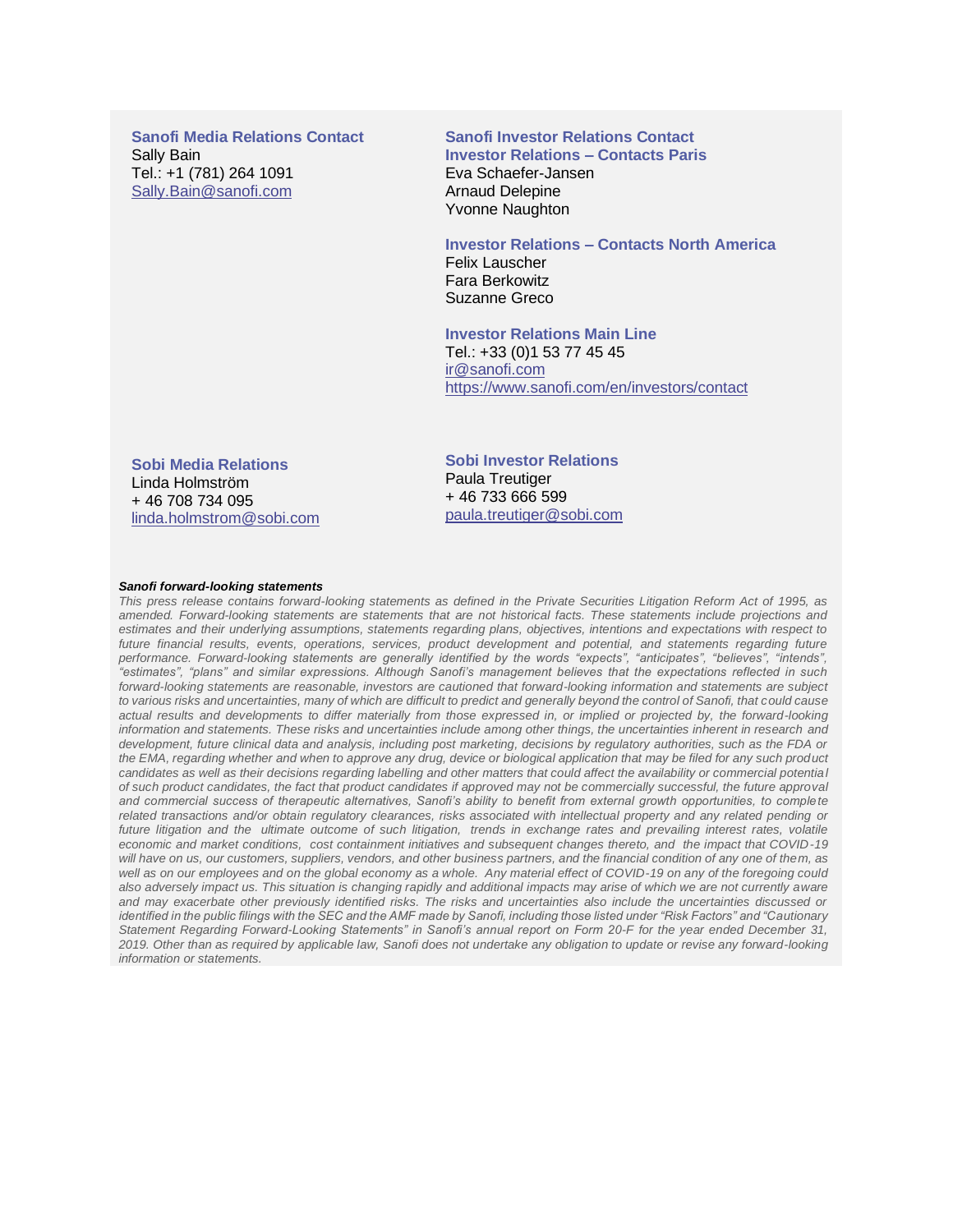**Sanofi Media Relations Contact**
Sally Bain
Tel.: +1 (781) 264 1091
Sally.Bain@sanofi.com

**Sanofi Investor Relations Contact**
**Investor Relations – Contacts Paris**
Eva Schaefer-Jansen
Arnaud Delepine
Yvonne Naughton

**Investor Relations – Contacts North America**
Felix Lauscher
Fara Berkowitz
Suzanne Greco

**Investor Relations Main Line**
Tel.: +33 (0)1 53 77 45 45
ir@sanofi.com
https://www.sanofi.com/en/investors/contact

**Sobi Media Relations**
Linda Holmström
+ 46 708 734 095
linda.holmstrom@sobi.com

**Sobi Investor Relations**
Paula Treutiger
+ 46 733 666 599
paula.treutiger@sobi.com

***Sanofi forward-looking statements***

*This press release contains forward-looking statements as defined in the Private Securities Litigation Reform Act of 1995, as amended. Forward-looking statements are statements that are not historical facts. These statements include projections and estimates and their underlying assumptions, statements regarding plans, objectives, intentions and expectations with respect to future financial results, events, operations, services, product development and potential, and statements regarding future performance. Forward-looking statements are generally identified by the words "expects", "anticipates", "believes", "intends", "estimates", "plans" and similar expressions. Although Sanofi's management believes that the expectations reflected in such forward-looking statements are reasonable, investors are cautioned that forward-looking information and statements are subject to various risks and uncertainties, many of which are difficult to predict and generally beyond the control of Sanofi, that could cause actual results and developments to differ materially from those expressed in, or implied or projected by, the forward-looking information and statements. These risks and uncertainties include among other things, the uncertainties inherent in research and development, future clinical data and analysis, including post marketing, decisions by regulatory authorities, such as the FDA or the EMA, regarding whether and when to approve any drug, device or biological application that may be filed for any such product candidates as well as their decisions regarding labelling and other matters that could affect the availability or commercial potential of such product candidates, the fact that product candidates if approved may not be commercially successful, the future approval and commercial success of therapeutic alternatives, Sanofi's ability to benefit from external growth opportunities, to complete related transactions and/or obtain regulatory clearances, risks associated with intellectual property and any related pending or future litigation and the ultimate outcome of such litigation, trends in exchange rates and prevailing interest rates, volatile economic and market conditions, cost containment initiatives and subsequent changes thereto, and the impact that COVID-19 will have on us, our customers, suppliers, vendors, and other business partners, and the financial condition of any one of them, as well as on our employees and on the global economy as a whole. Any material effect of COVID-19 on any of the foregoing could also adversely impact us. This situation is changing rapidly and additional impacts may arise of which we are not currently aware and may exacerbate other previously identified risks. The risks and uncertainties also include the uncertainties discussed or identified in the public filings with the SEC and the AMF made by Sanofi, including those listed under "Risk Factors" and "Cautionary Statement Regarding Forward-Looking Statements" in Sanofi's annual report on Form 20-F for the year ended December 31, 2019. Other than as required by applicable law, Sanofi does not undertake any obligation to update or revise any forward-looking information or statements.*